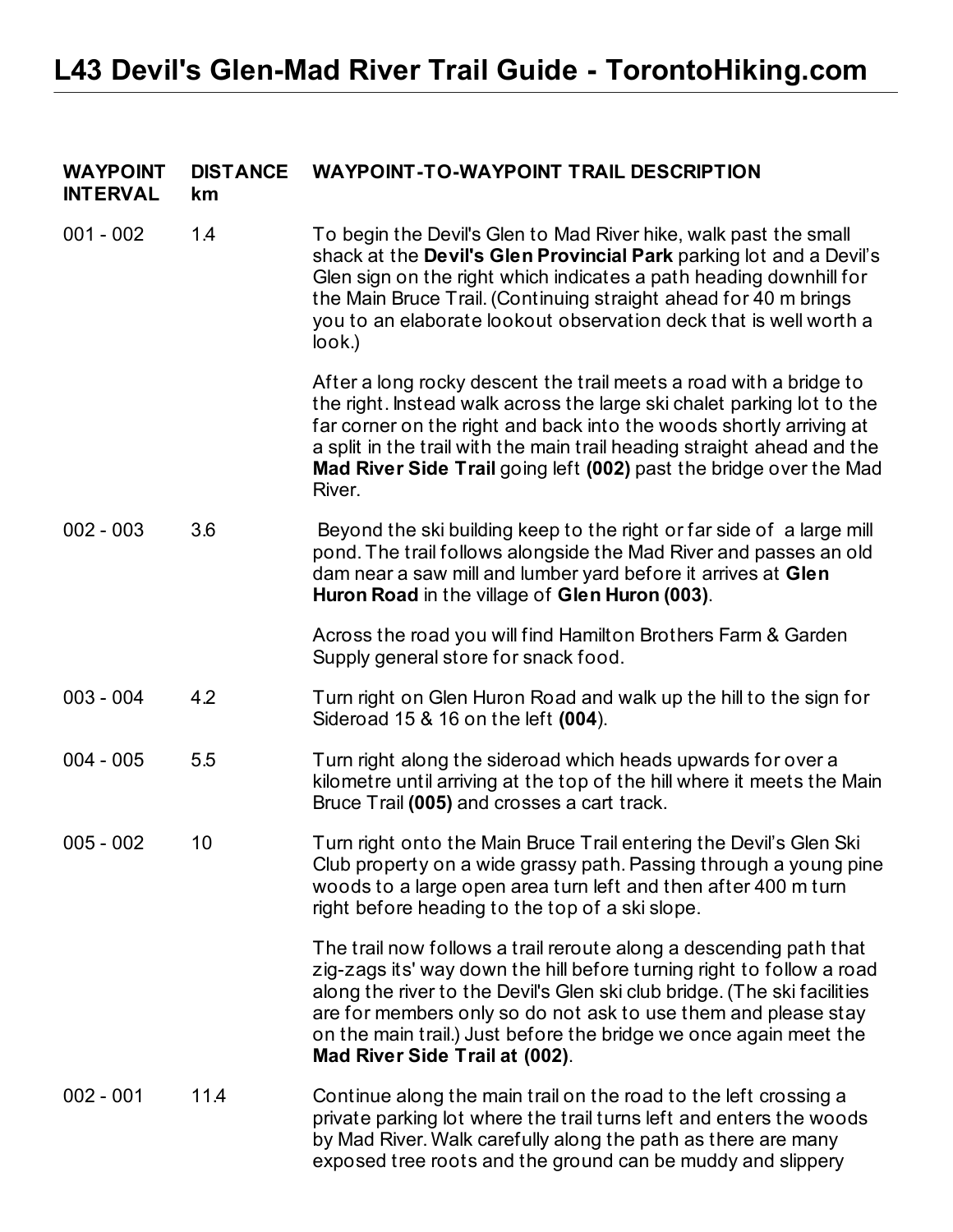# L43 Devil's Glen-Mad River Trail Guide - TorontoHiking.com

| WAYPOINT INTERVAL | DISTANCE km | WAYPOINT-TO-WAYPOINT TRAIL DESCRIPTION |
|---|---|---|
| 001 - 002 | 1.4 | To begin the Devil's Glen to Mad River hike, walk past the small shack at the **Devil's Glen Provincial Park** parking lot and a Devil's Glen sign on the right which indicates a path heading downhill for the Main Bruce Trail. (Continuing straight ahead for 40 m brings you to an elaborate lookout observation deck that is well worth a look.)<br><br>After a long rocky descent the trail meets a road with a bridge to the right. Instead walk across the large ski chalet parking lot to the far corner on the right and back into the woods shortly arriving at a split in the trail with the main trail heading straight ahead and the **Mad River Side Trail** going left **(002)** past the bridge over the Mad River. |
| 002 - 003 | 3.6 | Beyond the ski building keep to the right or far side of a large mill pond. The trail follows alongside the Mad River and passes an old dam near a saw mill and lumber yard before it arrives at **Glen Huron Road** in the village of **Glen Huron (003)**.<br><br>Across the road you will find Hamilton Brothers Farm & Garden Supply general store for snack food. |
| 003 - 004 | 4.2 | Turn right on Glen Huron Road and walk up the hill to the sign for Sideroad 15 & 16 on the left **(004**). |
| 004 - 005 | 5.5 | Turn right along the sideroad which heads upwards for over a kilometre until arriving at the top of the hill where it meets the Main Bruce Trail **(005)** and crosses a cart track. |
| 005 - 002 | 10 | Turn right onto the Main Bruce Trail entering the Devil's Glen Ski Club property on a wide grassy path. Passing through a young pine woods to a large open area turn left and then after 400 m turn right before heading to the top of a ski slope.<br><br>The trail now follows a trail reroute along a descending path that zig-zags its' way down the hill before turning right to follow a road along the river to the Devil's Glen ski club bridge. (The ski facilities are for members only so do not ask to use them and please stay on the main trail.) Just before the bridge we once again meet the **Mad River Side Trail at (002)**. |
| 002 - 001 | 11.4 | Continue along the main trail on the road to the left crossing a private parking lot where the trail turns left and enters the woods by Mad River. Walk carefully along the path as there are many exposed tree roots and the ground can be muddy and slippery |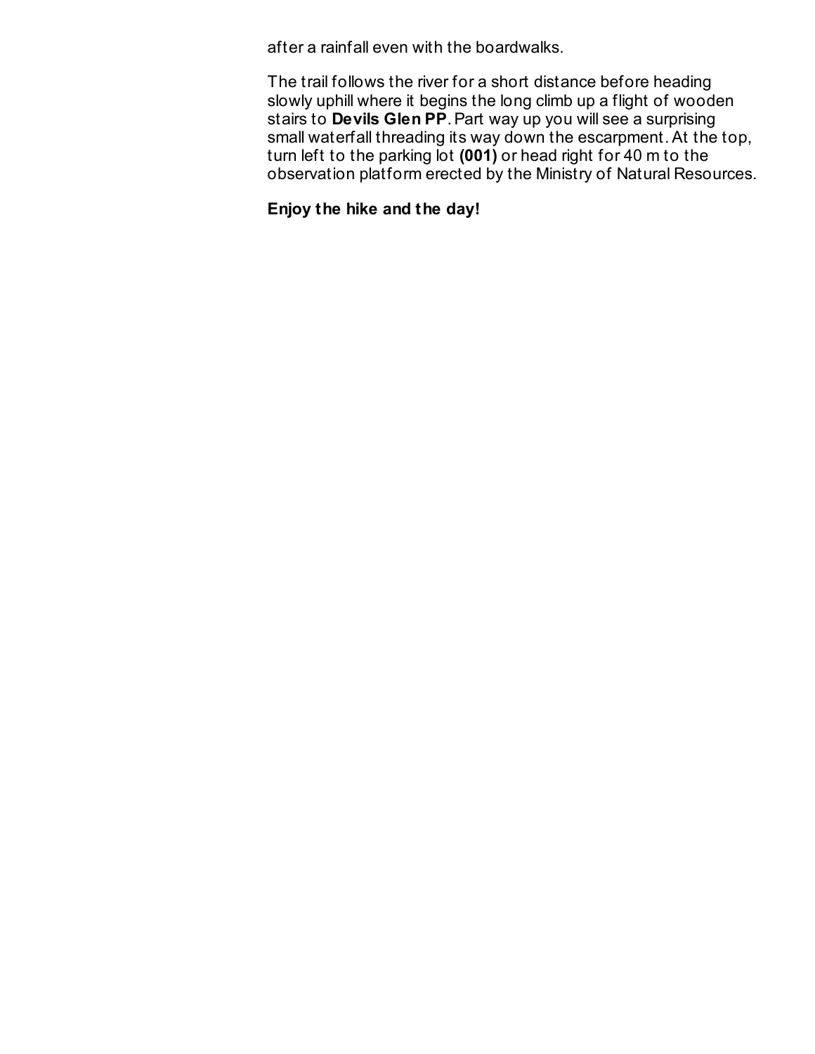after a rainfall even with the boardwalks.

The trail follows the river for a short distance before heading slowly uphill where it begins the long climb up a flight of wooden stairs to **Devils Glen PP**. Part way up you will see a surprising small waterfall threading its way down the escarpment. At the top, turn left to the parking lot **(001)** or head right for 40 m to the observation platform erected by the Ministry of Natural Resources.

**Enjoy the hike and the day!**